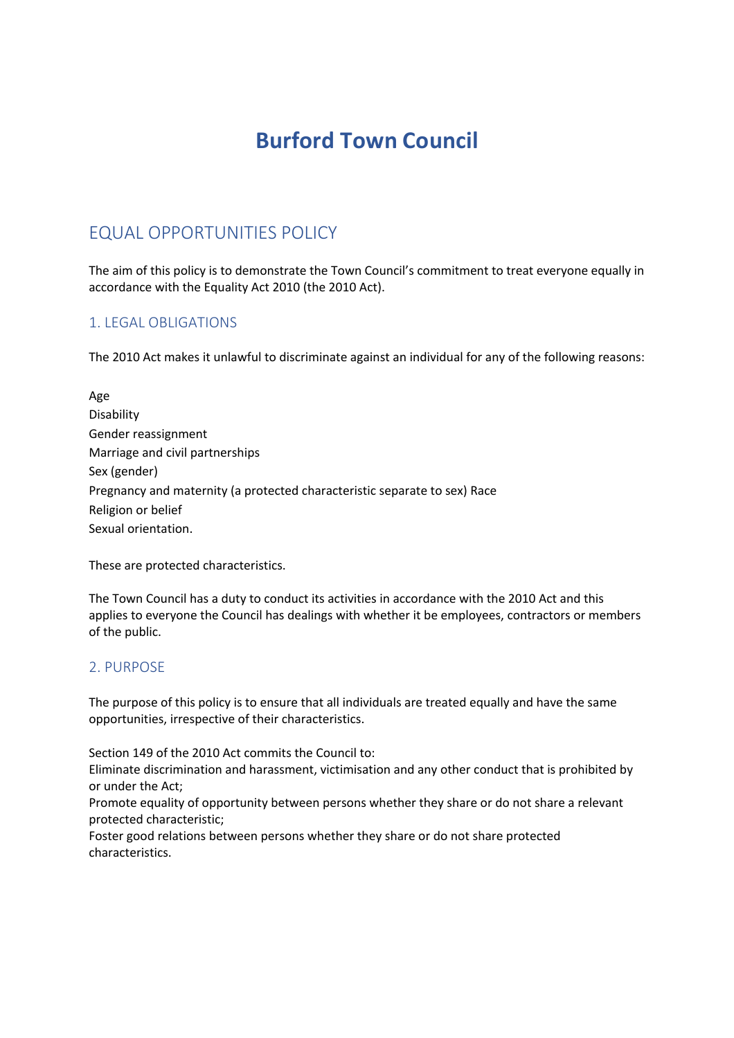# Burford Town Council

## EQUAL OPPORTUNITIES POLICY

The aim of this policy is to demonstrate the Town Council's commitment to treat everyone equally in accordance with the Equality Act 2010 (the 2010 Act).

### 1. LEGAL OBLIGATIONS

The 2010 Act makes it unlawful to discriminate against an individual for any of the following reasons:

Age
Disability
Gender reassignment
Marriage and civil partnerships
Sex (gender)
Pregnancy and maternity (a protected characteristic separate to sex) Race
Religion or belief
Sexual orientation.

These are protected characteristics.

The Town Council has a duty to conduct its activities in accordance with the 2010 Act and this applies to everyone the Council has dealings with whether it be employees, contractors or members of the public.

### 2. PURPOSE

The purpose of this policy is to ensure that all individuals are treated equally and have the same opportunities, irrespective of their characteristics.

Section 149 of the 2010 Act commits the Council to:
Eliminate discrimination and harassment, victimisation and any other conduct that is prohibited by or under the Act;
Promote equality of opportunity between persons whether they share or do not share a relevant protected characteristic;
Foster good relations between persons whether they share or do not share protected characteristics.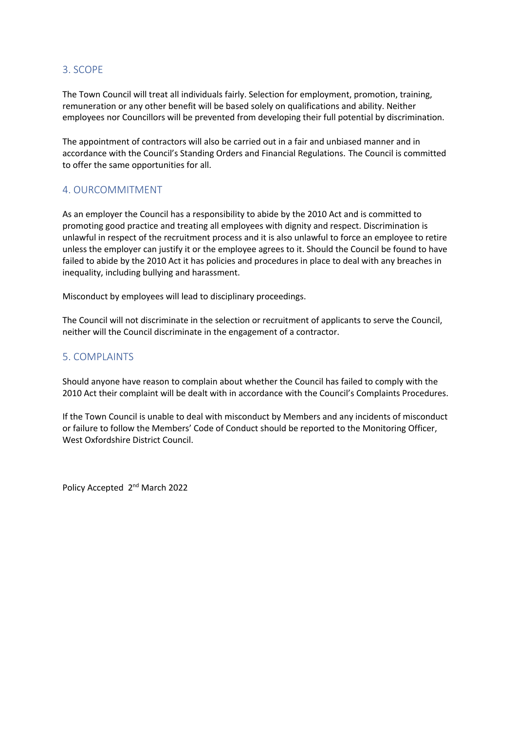## 3. SCOPE

The Town Council will treat all individuals fairly. Selection for employment, promotion, training, remuneration or any other benefit will be based solely on qualifications and ability. Neither employees nor Councillors will be prevented from developing their full potential by discrimination.

The appointment of contractors will also be carried out in a fair and unbiased manner and in accordance with the Council's Standing Orders and Financial Regulations. The Council is committed to offer the same opportunities for all.

## 4. OURCOMMITMENT

As an employer the Council has a responsibility to abide by the 2010 Act and is committed to promoting good practice and treating all employees with dignity and respect. Discrimination is unlawful in respect of the recruitment process and it is also unlawful to force an employee to retire unless the employer can justify it or the employee agrees to it. Should the Council be found to have failed to abide by the 2010 Act it has policies and procedures in place to deal with any breaches in inequality, including bullying and harassment.

Misconduct by employees will lead to disciplinary proceedings.

The Council will not discriminate in the selection or recruitment of applicants to serve the Council, neither will the Council discriminate in the engagement of a contractor.

## 5. COMPLAINTS

Should anyone have reason to complain about whether the Council has failed to comply with the 2010 Act their complaint will be dealt with in accordance with the Council's Complaints Procedures.

If the Town Council is unable to deal with misconduct by Members and any incidents of misconduct or failure to follow the Members' Code of Conduct should be reported to the Monitoring Officer, West Oxfordshire District Council.

Policy Accepted 2nd March 2022